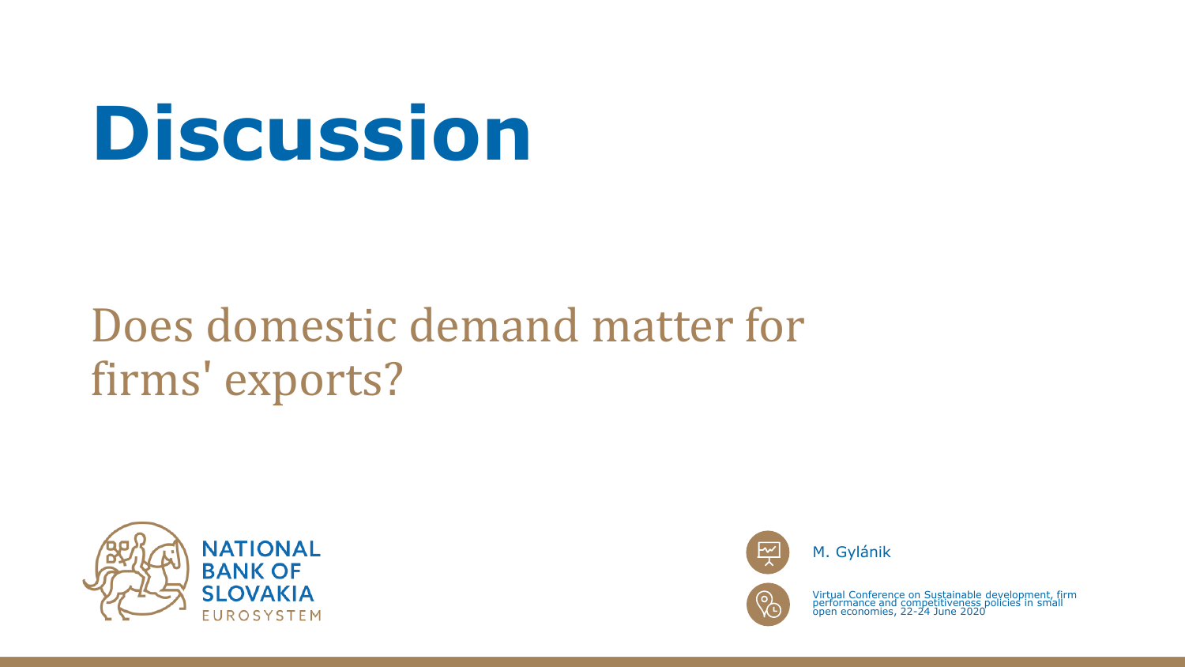# Discussion

## Does domestic demand matter for firms' exports?

NATIONAL BANK OF SLOVAKIA
EUROSYSTEM

M. Gylánik

Virtual Conference on Sustainable development, firm performance and competitiveness policies in small open economies, 22-24 June 2020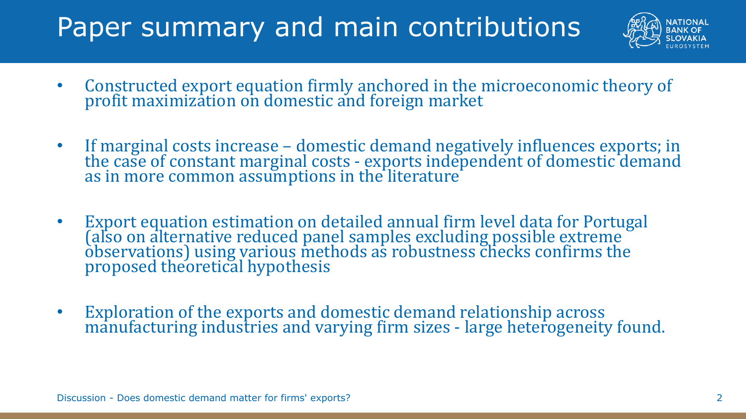# Paper summary and main contributions

- Constructed export equation firmly anchored in the microeconomic theory of profit maximization on domestic and foreign market
- If marginal costs increase – domestic demand negatively influences exports; in the case of constant marginal costs - exports independent of domestic demand as in more common assumptions in the literature
- Export equation estimation on detailed annual firm level data for Portugal (also on alternative reduced panel samples excluding possible extreme observations) using various methods as robustness checks confirms the proposed theoretical hypothesis
- Exploration of the exports and domestic demand relationship across manufacturing industries and varying firm sizes - large heterogeneity found.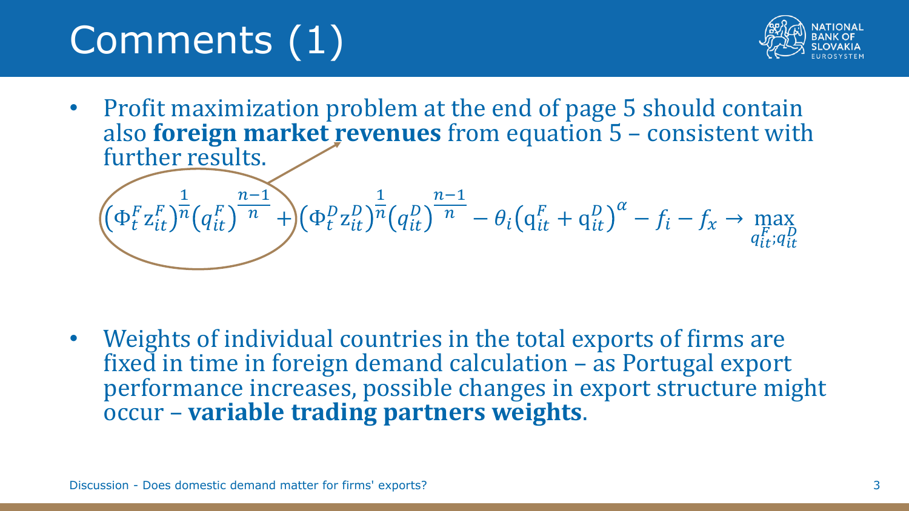# Comments (1)

- Profit maximization problem at the end of page 5 should contain also **foreign market revenues** from equation 5 – consistent with further results.

$$\left(\Phi_t^F z_{it}^F\right)^{\frac{1}{n}}\left(q_{it}^F\right)^{\frac{n-1}{n}} + \left(\Phi_t^D z_{it}^D\right)^{\frac{1}{n}}\left(q_{it}^D\right)^{\frac{n-1}{n}} - \theta_i\left(q_{it}^F + q_{it}^D\right)^{\alpha} - f_i - f_x \rightarrow \max_{q_{it}^F;q_{it}^D}$$

- Weights of individual countries in the total exports of firms are fixed in time in foreign demand calculation – as Portugal export performance increases, possible changes in export structure might occur – **variable trading partners weights**.

Discussion - Does domestic demand matter for firms' exports?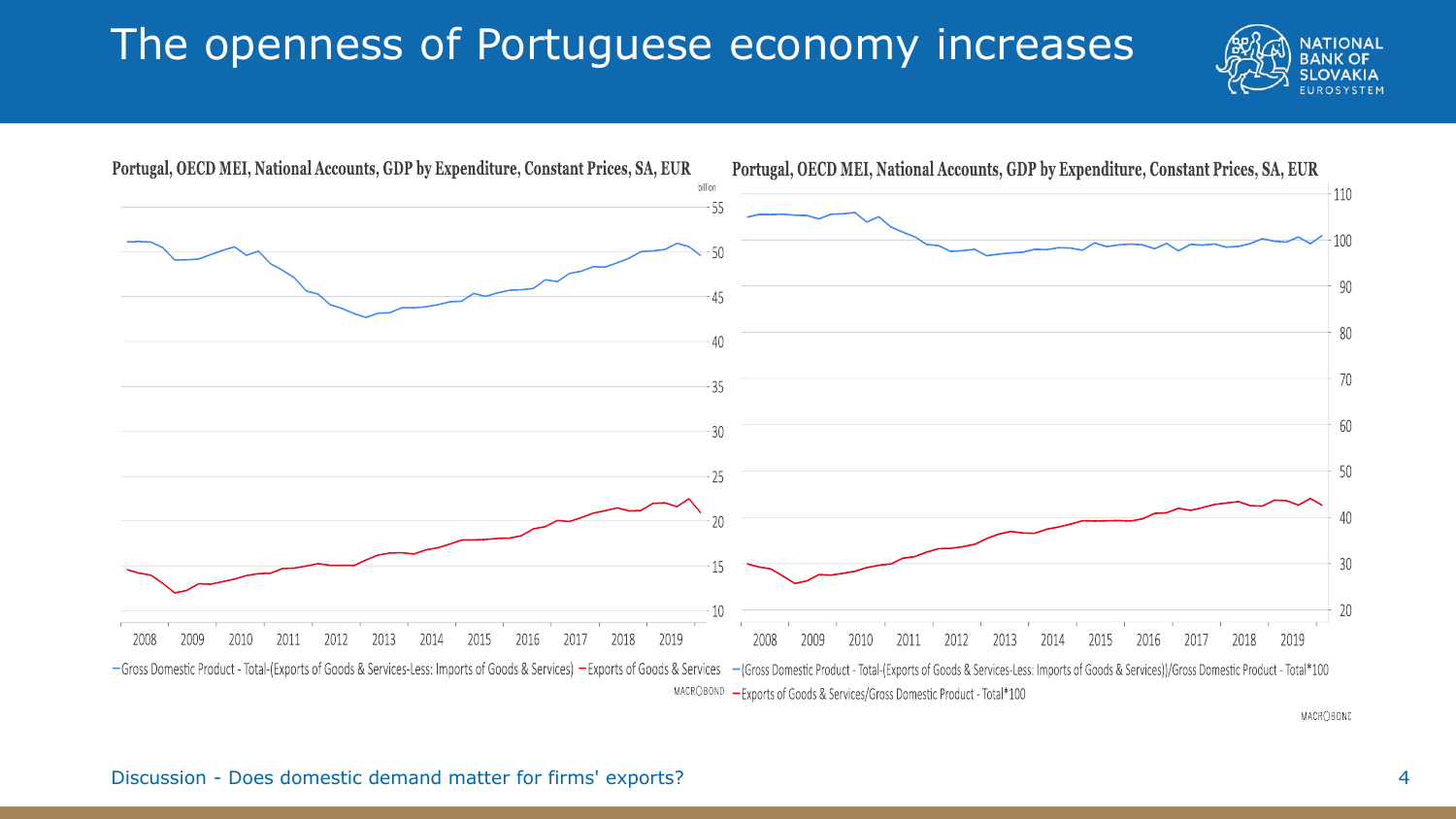# The openness of Portuguese economy increases

**Portugal, OECD MEI, National Accounts, GDP by Expenditure, Constant Prices, SA, EUR**

billion

— Gross Domestic Product - Total-(Exports of Goods & Services-Less: Imports of Goods & Services) — Exports of Goods & Services

MACROBOND

**Portugal, OECD MEI, National Accounts, GDP by Expenditure, Constant Prices, SA, EUR**

— (Gross Domestic Product - Total-(Exports of Goods & Services-Less: Imports of Goods & Services))/Gross Domestic Product - Total*100

— Exports of Goods & Services/Gross Domestic Product - Total*100

MACROBOND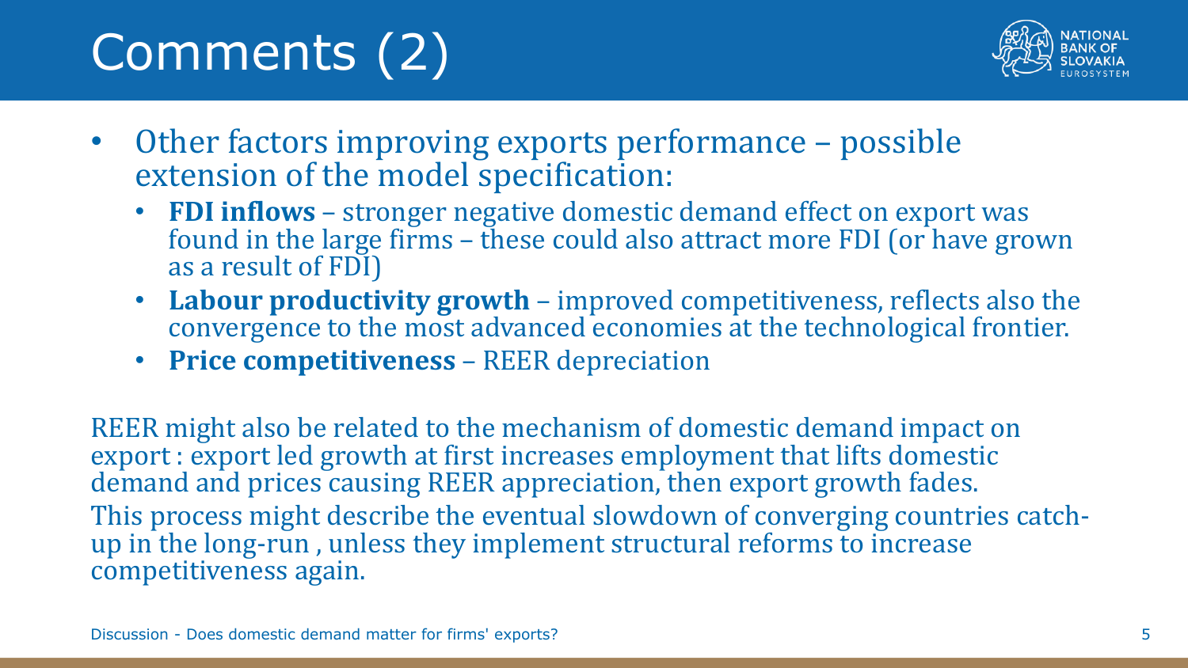# Comments (2)

- Other factors improving exports performance – possible extension of the model specification:
  - **FDI inflows** – stronger negative domestic demand effect on export was found in the large firms – these could also attract more FDI (or have grown as a result of FDI)
  - **Labour productivity growth** – improved competitiveness, reflects also the convergence to the most advanced economies at the technological frontier.
  - **Price competitiveness** – REER depreciation

REER might also be related to the mechanism of domestic demand impact on export : export led growth at first increases employment that lifts domestic demand and prices causing REER appreciation, then export growth fades.

This process might describe the eventual slowdown of converging countries catch-up in the long-run , unless they implement structural reforms to increase competitiveness again.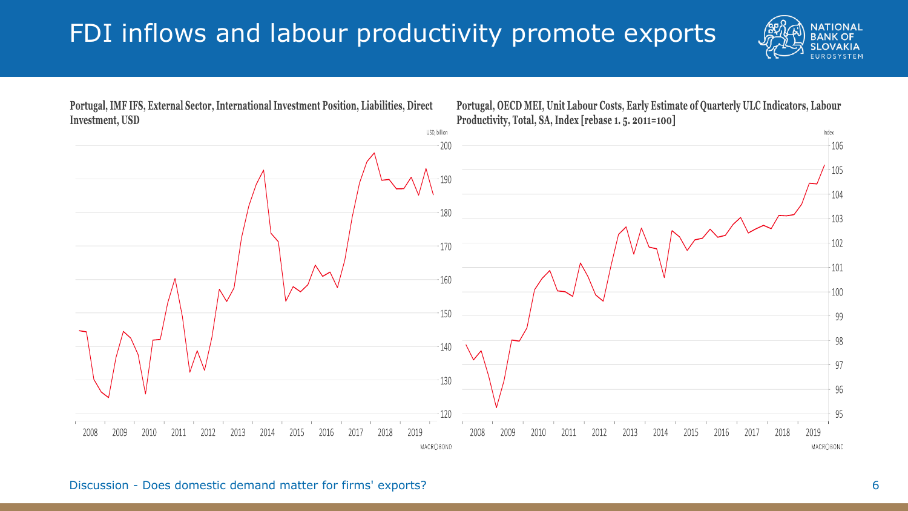# FDI inflows and labour productivity promote exports

**Portugal, IMF IFS, External Sector, International Investment Position, Liabilities, Direct Investment, USD**

USD, billion

MACROBOND

**Portugal, OECD MEI, Unit Labour Costs, Early Estimate of Quarterly ULC Indicators, Labour Productivity, Total, SA, Index [rebase 1. 5. 2011=100]**

Index

MACROBOND

Discussion - Does domestic demand matter for firms' exports?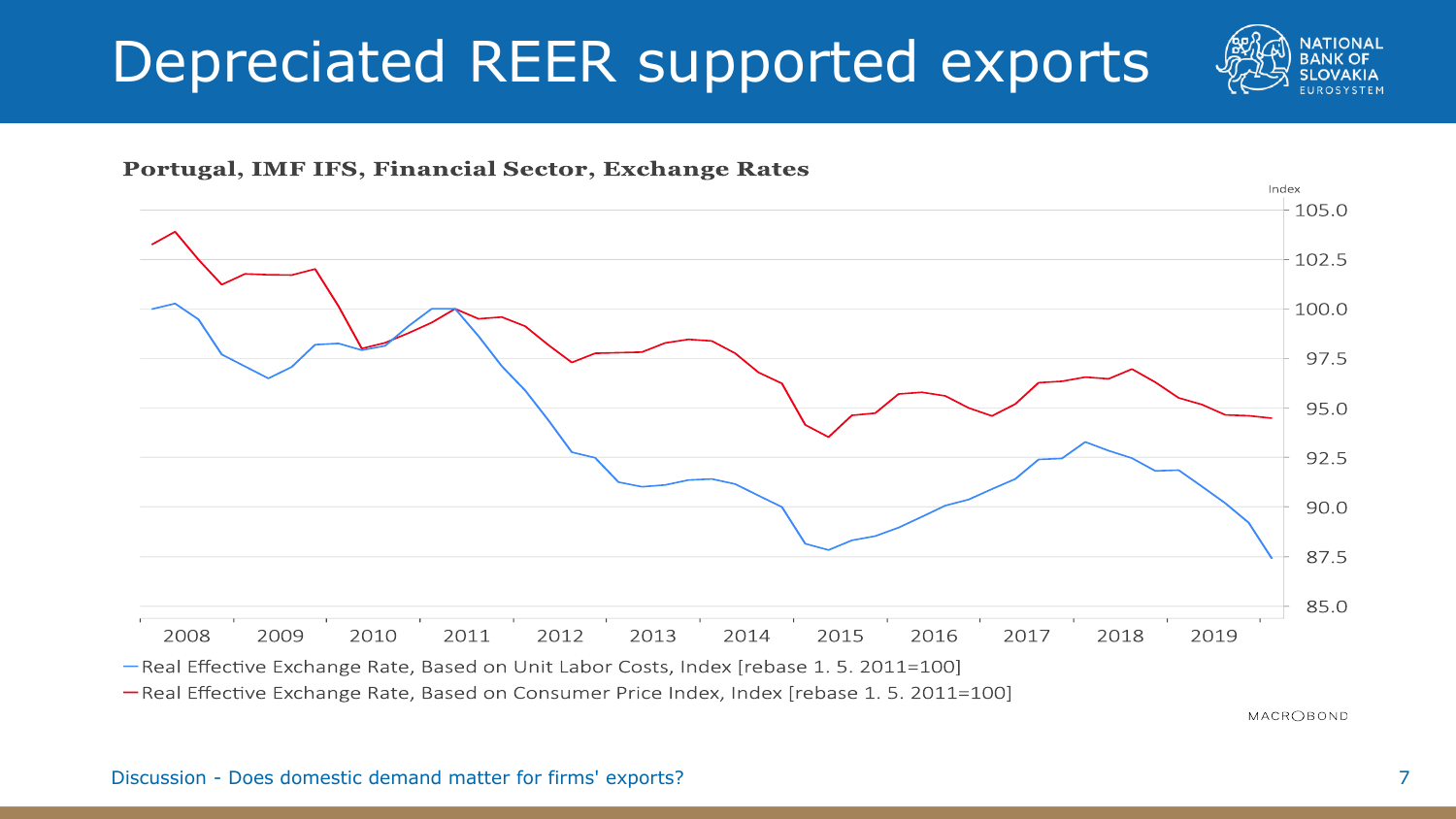# Depreciated REER supported exports

**Portugal, IMF IFS, Financial Sector, Exchange Rates**

Index

105.0
102.5
100.0
97.5
95.0
92.5
90.0
87.5
85.0

2008 2009 2010 2011 2012 2013 2014 2015 2016 2017 2018 2019

— Real Effective Exchange Rate, Based on Unit Labor Costs, Index [rebase 1. 5. 2011=100]

— Real Effective Exchange Rate, Based on Consumer Price Index, Index [rebase 1. 5. 2011=100]

MACROBOND

Discussion - Does domestic demand matter for firms' exports?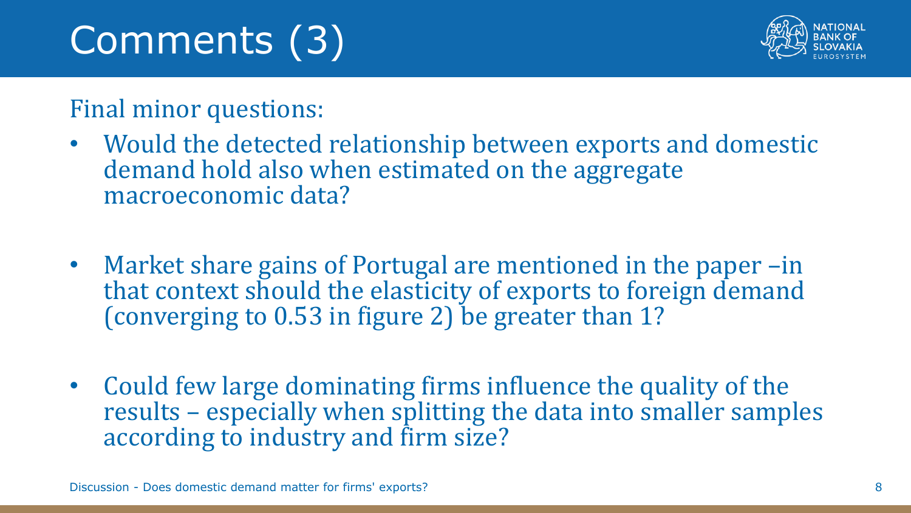# Comments (3)

Final minor questions:

- Would the detected relationship between exports and domestic demand hold also when estimated on the aggregate macroeconomic data?
- Market share gains of Portugal are mentioned in the paper –in that context should the elasticity of exports to foreign demand (converging to 0.53 in figure 2) be greater than 1?
- Could few large dominating firms influence the quality of the results – especially when splitting the data into smaller samples according to industry and firm size?